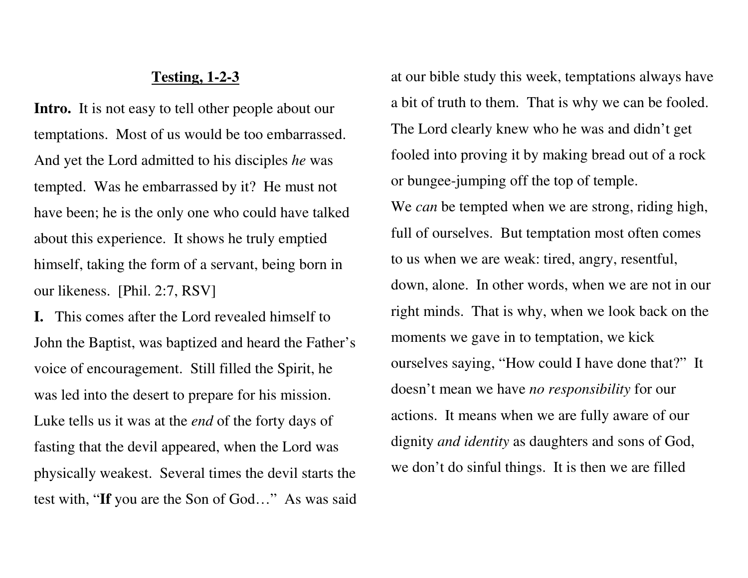# **Testing, 1-2-3**

**Intro.** It is not easy to tell other people about our temptations. Most of us would be too embarrassed. And yet the Lord admitted to his disciples *he* was tempted. Was he embarrassed by it? He must not have been; he is the only one who could have talked about this experience. It shows he truly emptied himself, taking the form of a servant, being born in our likeness. [Phil. 2:7, RSV]

**I.** This comes after the Lord revealed himself to John the Baptist, was baptized and heard the Father's voice of encouragement. Still filled the Spirit, he was led into the desert to prepare for his mission. Luke tells us it was at the *end* of the forty days of fasting that the devil appeared, when the Lord was physically weakest. Several times the devil starts the test with, "**If** you are the Son of God…" As was said at our bible study this week, temptations always have a bit of truth to them. That is why we can be fooled. The Lord clearly knew who he was and didn't get fooled into proving it by making bread out of a rock or bungee-jumping off the top of temple.

We *can* be tempted when we are strong, riding high, full of ourselves. But temptation most often comes to us when we are weak: tired, angry, resentful, down, alone. In other words, when we are not in our right minds. That is why, when we look back on the moments we gave in to temptation, we kick ourselves saying, "How could I have done that?" It doesn't mean we have *no responsibility* for our actions. It means when we are fully aware of our dignity *and identity* as daughters and sons of God, we don't do sinful things. It is then we are filled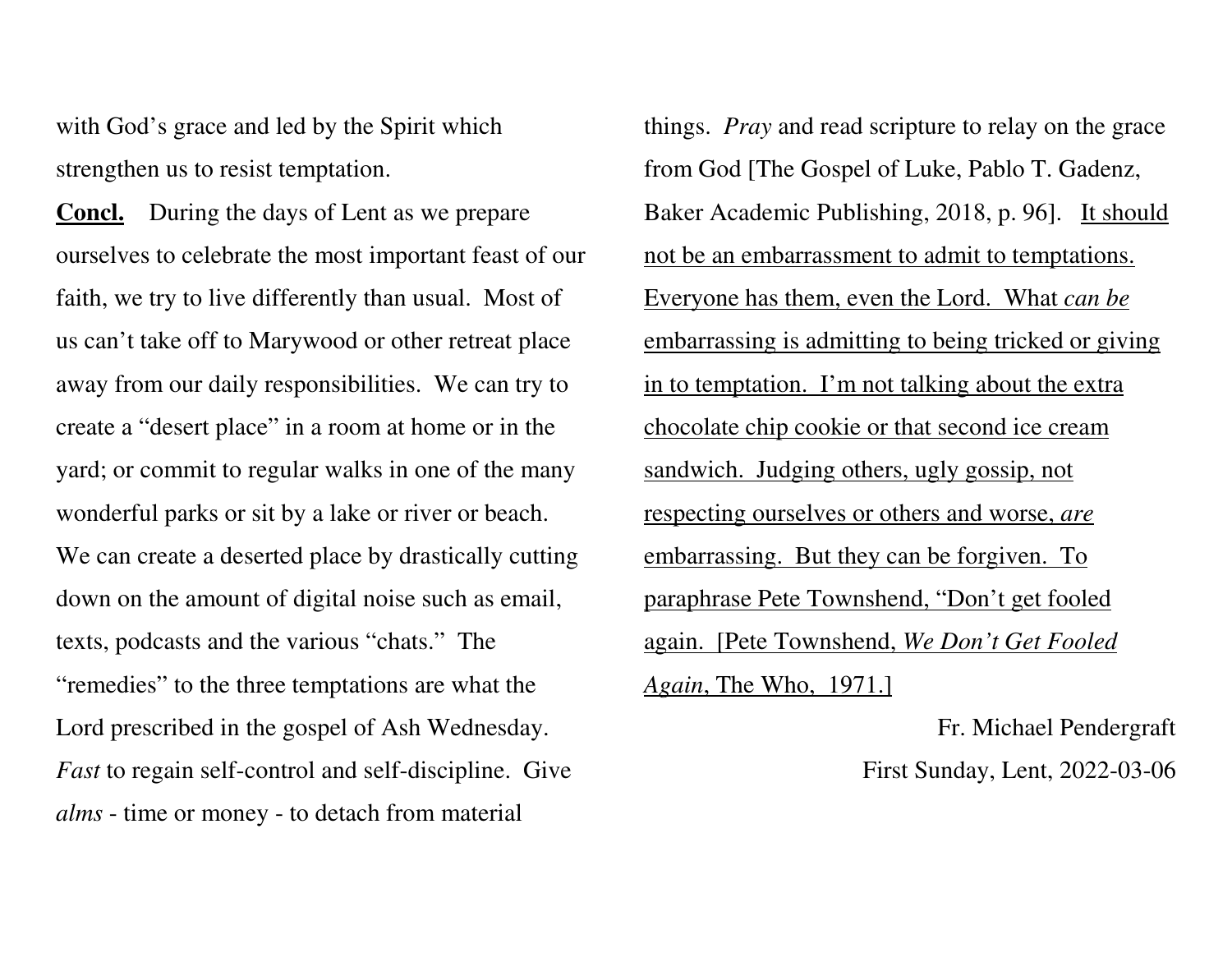with God's grace and led by the Spirit which strengthen us to resist temptation.

**Concl.** During the days of Lent as we prepare ourselves to celebrate the most important feast of our faith, we try to live differently than usual. Most of us can't take off to Marywood or other retreat place away from our daily responsibilities. We can try to create a "desert place" in a room at home or in the yard; or commit to regular walks in one of the many wonderful parks or sit by a lake or river or beach. We can create a deserted place by drastically cutting down on the amount of digital noise such as email, texts, podcasts and the various "chats." The "remedies" to the three temptations are what the Lord prescribed in the gospel of Ash Wednesday. *Fast* to regain self-control and self-discipline. Give *alms* - time or money - to detach from material things. *Pray* and read scripture to relay on the grace from God [The Gospel of Luke, Pablo T. Gadenz, Baker Academic Publishing, 2018, p. 96]. <u>It should not be an embarrassment to admit to temptations. Everyone has them, even the Lord. What *can be* embarrassing is admitting to being tricked or giving in to temptation. I'm not talking about the extra chocolate chip cookie or that second ice cream sandwich. Judging others, ugly gossip, not respecting ourselves or others and worse, *are* embarrassing. But they can be forgiven. To paraphrase Pete Townshend, "Don't get fooled again. [Pete Townshend, *We Don't Get Fooled Again*, The Who, 1971.]</u>

Fr. Michael Pendergraft

First Sunday, Lent, 2022-03-06